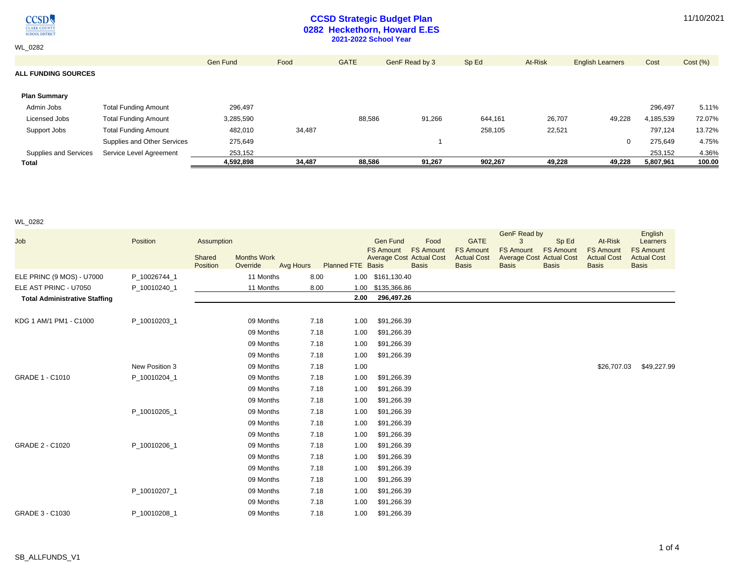# CCSD Strategic Budget Plan

## 0282 Heckethorn, Howard E.ES

### 2021-2022 School Year

11/10/2021

WL_0282

| | | Gen Fund | Food | GATE | GenF Read by 3 | Sp Ed | At-Risk | English Learners | Cost | Cost (%) |
|---|---|---|---|---|---|---|---|---|---|---|
| **ALL FUNDING SOURCES** | | | | | | | | | | |
| **Plan Summary** | | | | | | | | | | |
| Admin Jobs | Total Funding Amount | 296,497 | | | | | | | 296,497 | 5.11% |
| Licensed Jobs | Total Funding Amount | 3,285,590 | | 88,586 | 91,266 | 644,161 | 26,707 | 49,228 | 4,185,539 | 72.07% |
| Support Jobs | Total Funding Amount | 482,010 | 34,487 | | | 258,105 | 22,521 | | 797,124 | 13.72% |
| | Supplies and Other Services | 275,649 | | | 1 | | | 0 | 275,649 | 4.75% |
| Supplies and Services | Service Level Agreement | 253,152 | | | | | | | 253,152 | 4.36% |
| **Total** | | **4,592,898** | **34,487** | **88,586** | **91,267** | **902,267** | **49,228** | **49,228** | **5,807,961** | **100.00** |

WL_0282

| Job | Position | Assumption Shared Position | Months Work Override | Avg Hours | Planned FTE | Gen Fund FS Amount Average Cost Basis | Food FS Amount Actual Cost Basis | GATE FS Amount Actual Cost Basis | GenF Read by 3 FS Amount Average Cost Basis | Sp Ed FS Amount Actual Cost Basis | At-Risk FS Amount Actual Cost Basis | English Learners FS Amount Actual Cost Basis |
|---|---|---|---|---|---|---|---|---|---|---|---|---|
| ELE PRINC (9 MOS) - U7000 | P_10026744_1 | | 11 Months | 8.00 | 1.00 | $161,130.40 | | | | | | |
| ELE AST PRINC - U7050 | P_10010240_1 | | 11 Months | 8.00 | 1.00 | $135,366.86 | | | | | | |
| **Total Administrative Staffing** | | | | | **2.00** | **296,497.26** | | | | | | |
| KDG 1 AM/1 PM1 - C1000 | P_10010203_1 | | 09 Months | 7.18 | 1.00 | $91,266.39 | | | | | | |
| | | | 09 Months | 7.18 | 1.00 | $91,266.39 | | | | | | |
| | | | 09 Months | 7.18 | 1.00 | $91,266.39 | | | | | | |
| | | | 09 Months | 7.18 | 1.00 | $91,266.39 | | | | | | |
| | New Position 3 | | 09 Months | 7.18 | 1.00 | | | | | | $26,707.03 | $49,227.99 |
| GRADE 1 - C1010 | P_10010204_1 | | 09 Months | 7.18 | 1.00 | $91,266.39 | | | | | | |
| | | | 09 Months | 7.18 | 1.00 | $91,266.39 | | | | | | |
| | | | 09 Months | 7.18 | 1.00 | $91,266.39 | | | | | | |
| | P_10010205_1 | | 09 Months | 7.18 | 1.00 | $91,266.39 | | | | | | |
| | | | 09 Months | 7.18 | 1.00 | $91,266.39 | | | | | | |
| | | | 09 Months | 7.18 | 1.00 | $91,266.39 | | | | | | |
| GRADE 2 - C1020 | P_10010206_1 | | 09 Months | 7.18 | 1.00 | $91,266.39 | | | | | | |
| | | | 09 Months | 7.18 | 1.00 | $91,266.39 | | | | | | |
| | | | 09 Months | 7.18 | 1.00 | $91,266.39 | | | | | | |
| | | | 09 Months | 7.18 | 1.00 | $91,266.39 | | | | | | |
| | P_10010207_1 | | 09 Months | 7.18 | 1.00 | $91,266.39 | | | | | | |
| | | | 09 Months | 7.18 | 1.00 | $91,266.39 | | | | | | |
| GRADE 3 - C1030 | P_10010208_1 | | 09 Months | 7.18 | 1.00 | $91,266.39 | | | | | | |

SB_ALLFUNDS_V1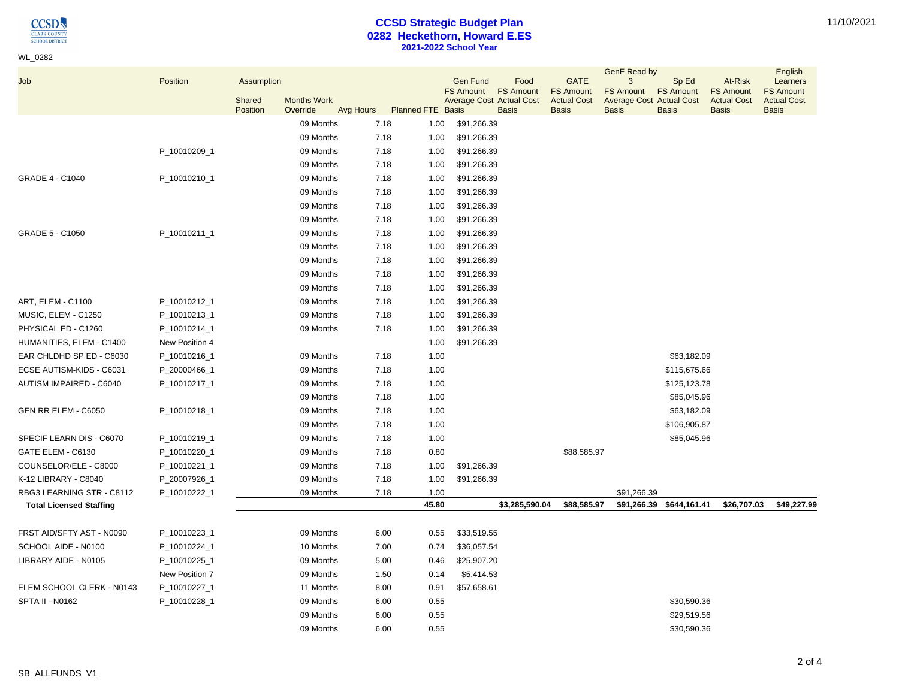# CCSD Strategic Budget Plan
## 0282 Heckethorn, Howard E.ES
### 2021-2022 School Year

WL_0282

| Job | Position | Assumption Shared Position | Months Work Override | Avg Hours | Planned FTE | Gen Fund FS Amount Average Cost Basis | Food FS Amount Actual Cost Basis | GATE FS Amount Actual Cost Basis | GenF Read by 3 FS Amount Average Cost Basis | Sp Ed FS Amount Actual Cost Basis | At-Risk FS Amount Actual Cost Basis | English Learners FS Amount Actual Cost Basis |
|---|---|---|---|---|---|---|---|---|---|---|---|---|
| | | | 09 Months | 7.18 | 1.00 | $91,266.39 | | | | | | |
| | | | 09 Months | 7.18 | 1.00 | $91,266.39 | | | | | | |
| | P_10010209_1 | | 09 Months | 7.18 | 1.00 | $91,266.39 | | | | | | |
| | | | 09 Months | 7.18 | 1.00 | $91,266.39 | | | | | | |
| GRADE 4 - C1040 | P_10010210_1 | | 09 Months | 7.18 | 1.00 | $91,266.39 | | | | | | |
| | | | 09 Months | 7.18 | 1.00 | $91,266.39 | | | | | | |
| | | | 09 Months | 7.18 | 1.00 | $91,266.39 | | | | | | |
| | | | 09 Months | 7.18 | 1.00 | $91,266.39 | | | | | | |
| GRADE 5 - C1050 | P_10010211_1 | | 09 Months | 7.18 | 1.00 | $91,266.39 | | | | | | |
| | | | 09 Months | 7.18 | 1.00 | $91,266.39 | | | | | | |
| | | | 09 Months | 7.18 | 1.00 | $91,266.39 | | | | | | |
| | | | 09 Months | 7.18 | 1.00 | $91,266.39 | | | | | | |
| | | | 09 Months | 7.18 | 1.00 | $91,266.39 | | | | | | |
| ART, ELEM - C1100 | P_10010212_1 | | 09 Months | 7.18 | 1.00 | $91,266.39 | | | | | | |
| MUSIC, ELEM - C1250 | P_10010213_1 | | 09 Months | 7.18 | 1.00 | $91,266.39 | | | | | | |
| PHYSICAL ED - C1260 | P_10010214_1 | | 09 Months | 7.18 | 1.00 | $91,266.39 | | | | | | |
| HUMANITIES, ELEM - C1400 | New Position 4 | | | | 1.00 | $91,266.39 | | | | | | |
| EAR CHLDHD SP ED - C6030 | P_10010216_1 | | 09 Months | 7.18 | 1.00 | | | | | $63,182.09 | | |
| ECSE AUTISM-KIDS - C6031 | P_20000466_1 | | 09 Months | 7.18 | 1.00 | | | | | $115,675.66 | | |
| AUTISM IMPAIRED - C6040 | P_10010217_1 | | 09 Months | 7.18 | 1.00 | | | | | $125,123.78 | | |
| | | | 09 Months | 7.18 | 1.00 | | | | | $85,045.96 | | |
| GEN RR ELEM - C6050 | P_10010218_1 | | 09 Months | 7.18 | 1.00 | | | | | $63,182.09 | | |
| | | | 09 Months | 7.18 | 1.00 | | | | | $106,905.87 | | |
| SPECIF LEARN DIS - C6070 | P_10010219_1 | | 09 Months | 7.18 | 1.00 | | | | | $85,045.96 | | |
| GATE ELEM - C6130 | P_10010220_1 | | 09 Months | 7.18 | 0.80 | | | $88,585.97 | | | | |
| COUNSELOR/ELE - C8000 | P_10010221_1 | | 09 Months | 7.18 | 1.00 | $91,266.39 | | | | | | |
| K-12 LIBRARY - C8040 | P_20007926_1 | | 09 Months | 7.18 | 1.00 | $91,266.39 | | | | | | |
| RBG3 LEARNING STR - C8112 | P_10010222_1 | | 09 Months | 7.18 | 1.00 | | | | $91,266.39 | | | |
| **Total Licensed Staffing** | | | | | **45.80** | | **$3,285,590.04** | **$88,585.97** | **$91,266.39** | **$644,161.41** | **$26,707.03** | **$49,227.99** |
| FRST AID/SFTY AST - N0090 | P_10010223_1 | | 09 Months | 6.00 | 0.55 | $33,519.55 | | | | | | |
| SCHOOL AIDE - N0100 | P_10010224_1 | | 10 Months | 7.00 | 0.74 | $36,057.54 | | | | | | |
| LIBRARY AIDE - N0105 | P_10010225_1 | | 09 Months | 5.00 | 0.46 | $25,907.20 | | | | | | |
| | New Position 7 | | 09 Months | 1.50 | 0.14 | $5,414.53 | | | | | | |
| ELEM SCHOOL CLERK - N0143 | P_10010227_1 | | 11 Months | 8.00 | 0.91 | $57,658.61 | | | | | | |
| SPTA II - N0162 | P_10010228_1 | | 09 Months | 6.00 | 0.55 | | | | | $30,590.36 | | |
| | | | 09 Months | 6.00 | 0.55 | | | | | $29,519.56 | | |
| | | | 09 Months | 6.00 | 0.55 | | | | | $30,590.36 | | |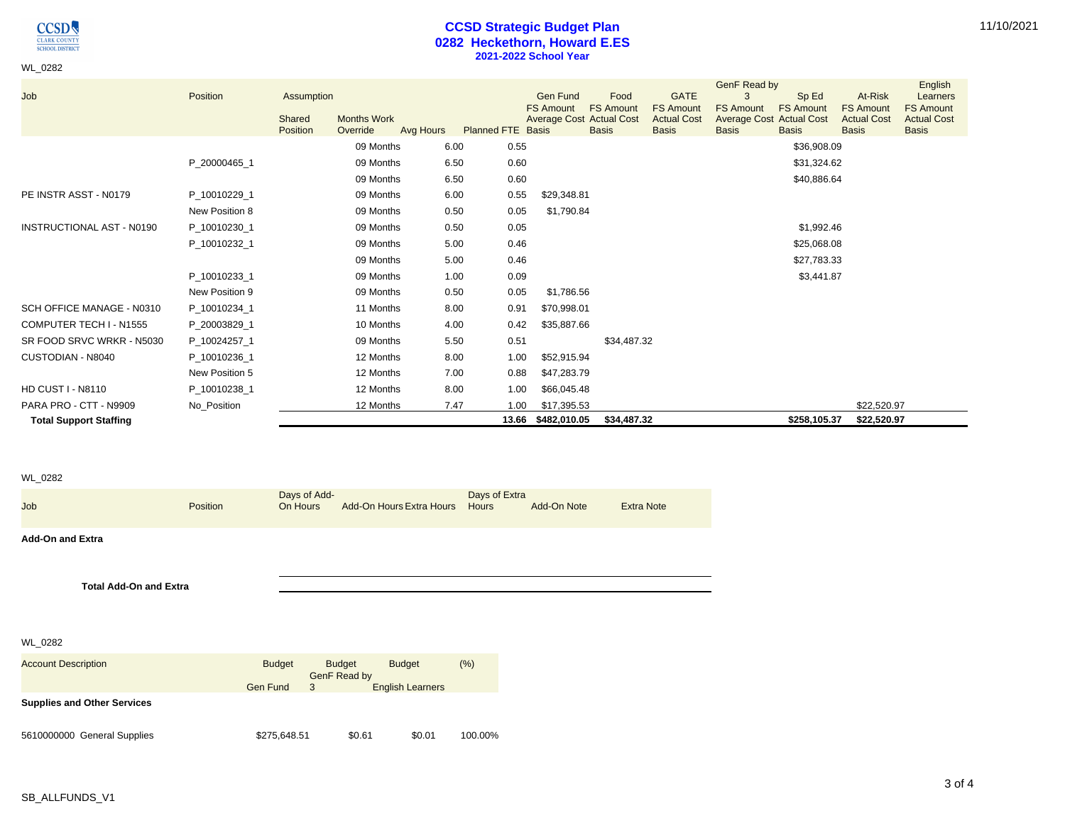# CCSD Strategic Budget Plan
## 0282 Heckethorn, Howard E.ES
### 2021-2022 School Year

WL_0282

| Job | Position | Assumption Shared Position | Months Work Override | Avg Hours | Planned FTE | Gen Fund FS Amount Average Cost Basis | Food FS Amount Actual Cost Basis | GATE FS Amount Actual Cost Basis | GenF Read by 3 FS Amount Average Cost Basis | Sp Ed FS Amount Actual Cost Basis | At-Risk FS Amount Actual Cost Basis | English Learners FS Amount Actual Cost Basis |
|---|---|---|---|---|---|---|---|---|---|---|---|---|
| | | | 09 Months | 6.00 | 0.55 | | | | | $36,908.09 | | |
| | P_20000465_1 | | 09 Months | 6.50 | 0.60 | | | | | $31,324.62 | | |
| | | | 09 Months | 6.50 | 0.60 | | | | | $40,886.64 | | |
| PE INSTR ASST - N0179 | P_10010229_1 | | 09 Months | 6.00 | 0.55 | $29,348.81 | | | | | | |
| | New Position 8 | | 09 Months | 0.50 | 0.05 | $1,790.84 | | | | | | |
| INSTRUCTIONAL AST - N0190 | P_10010230_1 | | 09 Months | 0.50 | 0.05 | | | | | $1,992.46 | | |
| | P_10010232_1 | | 09 Months | 5.00 | 0.46 | | | | | $25,068.08 | | |
| | | | 09 Months | 5.00 | 0.46 | | | | | $27,783.33 | | |
| | P_10010233_1 | | 09 Months | 1.00 | 0.09 | | | | | $3,441.87 | | |
| | New Position 9 | | 09 Months | 0.50 | 0.05 | $1,786.56 | | | | | | |
| SCH OFFICE MANAGE - N0310 | P_10010234_1 | | 11 Months | 8.00 | 0.91 | $70,998.01 | | | | | | |
| COMPUTER TECH I - N1555 | P_20003829_1 | | 10 Months | 4.00 | 0.42 | $35,887.66 | | | | | | |
| SR FOOD SRVC WRKR - N5030 | P_10024257_1 | | 09 Months | 5.50 | 0.51 | | $34,487.32 | | | | | |
| CUSTODIAN - N8040 | P_10010236_1 | | 12 Months | 8.00 | 1.00 | $52,915.94 | | | | | | |
| | New Position 5 | | 12 Months | 7.00 | 0.88 | $47,283.79 | | | | | | |
| HD CUST I - N8110 | P_10010238_1 | | 12 Months | 8.00 | 1.00 | $66,045.48 | | | | | | |
| PARA PRO - CTT - N9909 | No_Position | | 12 Months | 7.47 | 1.00 | $17,395.53 | | | | | $22,520.97 | |
| **Total Support Staffing** | | | | | **13.66** | **$482,010.05** | **$34,487.32** | | | **$258,105.37** | **$22,520.97** | |

WL_0282

| Job | Position | Days of Add-On Hours | Add-On Hours | Extra Hours | Days of Extra Hours | Add-On Note | Extra Note |
|---|---|---|---|---|---|---|---|
| **Add-On and Extra** | | | | | | | |
| **Total Add-On and Extra** | | | | | | | |

WL_0282

| Account Description | Budget Gen Fund | Budget GenF Read by 3 | Budget English Learners | (%) |
|---|---|---|---|---|
| **Supplies and Other Services** | | | | |
| 5610000000 General Supplies | $275,648.51 | $0.61 | $0.01 | 100.00% |

SB_ALLFUNDS_V1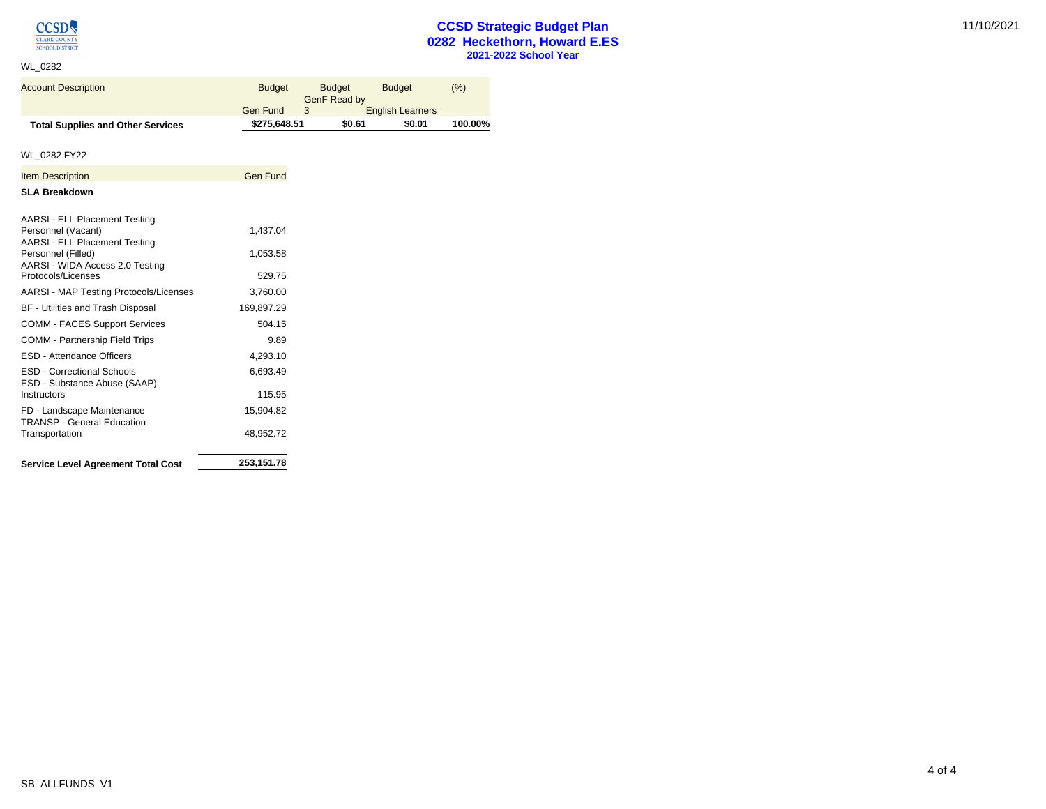**CCSD Strategic Budget Plan**
**0282 Heckethorn, Howard E.ES**
**2021-2022 School Year**

11/10/2021

WL_0282

| Account Description | Budget Gen Fund | Budget GenF Read by 3 | Budget English Learners | (%) |
|---|---|---|---|---|
| **Total Supplies and Other Services** | **$275,648.51** | **$0.61** | **$0.01** | **100.00%** |

WL_0282 FY22

| Item Description | Gen Fund |
|---|---|
| **SLA Breakdown** | |
| AARSI - ELL Placement Testing Personnel (Vacant) | 1,437.04 |
| AARSI - ELL Placement Testing Personnel (Filled) | 1,053.58 |
| AARSI - WIDA Access 2.0 Testing Protocols/Licenses | 529.75 |
| AARSI - MAP Testing Protocols/Licenses | 3,760.00 |
| BF - Utilities and Trash Disposal | 169,897.29 |
| COMM - FACES Support Services | 504.15 |
| COMM - Partnership Field Trips | 9.89 |
| ESD - Attendance Officers | 4,293.10 |
| ESD - Correctional Schools | 6,693.49 |
| ESD - Substance Abuse (SAAP) Instructors | 115.95 |
| FD - Landscape Maintenance | 15,904.82 |
| TRANSP - General Education Transportation | 48,952.72 |
| **Service Level Agreement Total Cost** | **253,151.78** |

SB_ALLFUNDS_V1